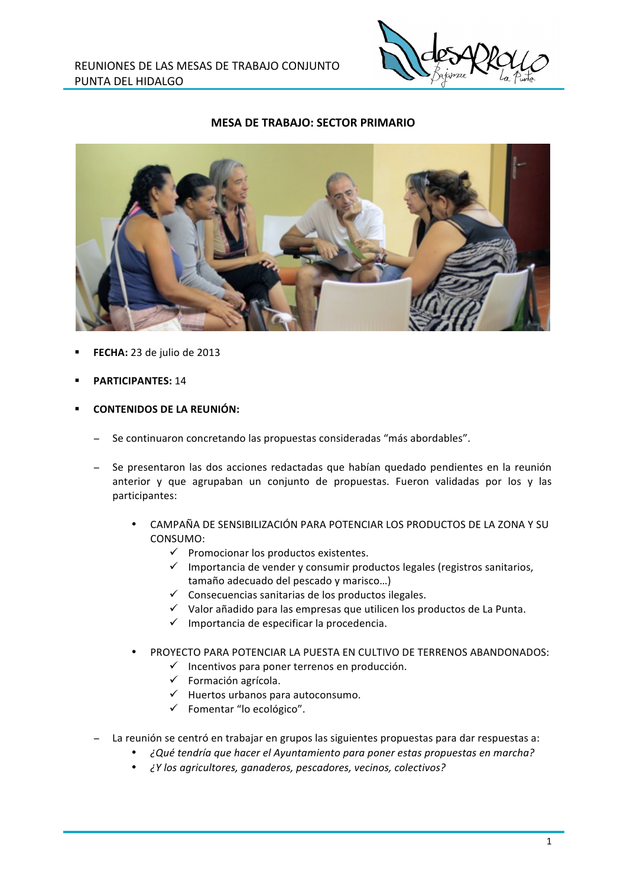## MESA DE TRABAJO: SECTOR PRIMARIO

- **FECHA:** 23 de julio de 2013
- **PARTICIPANTES:** 14
- **CONTENIDOS DE LA REUNIÓN:**
  - Se continuaron concretando las propuestas consideradas "más abordables".
  - Se presentaron las dos acciones redactadas que habían quedado pendientes en la reunión anterior y que agrupaban un conjunto de propuestas. Fueron validadas por los y las participantes:
    - CAMPAÑA DE SENSIBILIZACIÓN PARA POTENCIAR LOS PRODUCTOS DE LA ZONA Y SU CONSUMO:
      - ✓ Promocionar los productos existentes.
      - ✓ Importancia de vender y consumir productos legales (registros sanitarios, tamaño adecuado del pescado y marisco…)
      - ✓ Consecuencias sanitarias de los productos ilegales.
      - ✓ Valor añadido para las empresas que utilicen los productos de La Punta.
      - ✓ Importancia de especificar la procedencia.
    - PROYECTO PARA POTENCIAR LA PUESTA EN CULTIVO DE TERRENOS ABANDONADOS:
      - ✓ Incentivos para poner terrenos en producción.
      - ✓ Formación agrícola.
      - ✓ Huertos urbanos para autoconsumo.
      - ✓ Fomentar "lo ecológico".
  - La reunión se centró en trabajar en grupos las siguientes propuestas para dar respuestas a:
    - *¿Qué tendría que hacer el Ayuntamiento para poner estas propuestas en marcha?*
    - *¿Y los agricultores, ganaderos, pescadores, vecinos, colectivos?*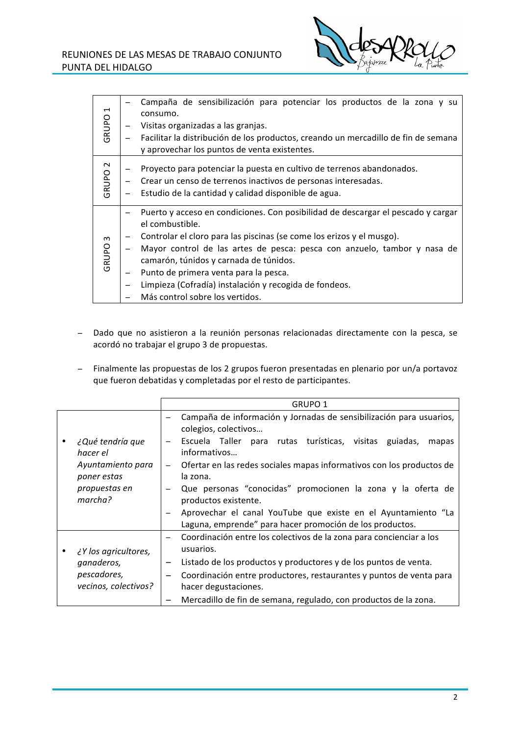| | |
|---|---|
| GRUPO 1 | – Campaña de sensibilización para potenciar los productos de la zona y su consumo.<br>– Visitas organizadas a las granjas.<br>– Facilitar la distribución de los productos, creando un mercadillo de fin de semana y aprovechar los puntos de venta existentes. |
| GRUPO 2 | – Proyecto para potenciar la puesta en cultivo de terrenos abandonados.<br>– Crear un censo de terrenos inactivos de personas interesadas.<br>– Estudio de la cantidad y calidad disponible de agua. |
| GRUPO 3 | – Puerto y acceso en condiciones. Con posibilidad de descargar el pescado y cargar el combustible.<br>– Controlar el cloro para las piscinas (se come los erizos y el musgo).<br>– Mayor control de las artes de pesca: pesca con anzuelo, tambor y nasa de camarón, túnidos y carnada de túnidos.<br>– Punto de primera venta para la pesca.<br>– Limpieza (Cofradía) instalación y recogida de fondeos.<br>– Más control sobre los vertidos. |

- Dado que no asistieron a la reunión personas relacionadas directamente con la pesca, se acordó no trabajar el grupo 3 de propuestas.

- Finalmente las propuestas de los 2 grupos fueron presentadas en plenario por un/a portavoz que fueron debatidas y completadas por el resto de participantes.

| | GRUPO 1 |
|---|---|
| • *¿Qué tendría que hacer el Ayuntamiento para poner estas propuestas en marcha?* | – Campaña de información y Jornadas de sensibilización para usuarios, colegios, colectivos…<br>– Escuela Taller para rutas turísticas, visitas guiadas, mapas informativos…<br>– Ofertar en las redes sociales mapas informativos con los productos de la zona.<br>– Que personas "conocidas" promocionen la zona y la oferta de productos existente.<br>– Aprovechar el canal YouTube que existe en el Ayuntamiento "La Laguna, emprende" para hacer promoción de los productos. |
| • *¿Y los agricultores, ganaderos, pescadores, vecinos, colectivos?* | – Coordinación entre los colectivos de la zona para concienciar a los usuarios.<br>– Listado de los productos y productores y de los puntos de venta.<br>– Coordinación entre productores, restaurantes y puntos de venta para hacer degustaciones.<br>– Mercadillo de fin de semana, regulado, con productos de la zona. |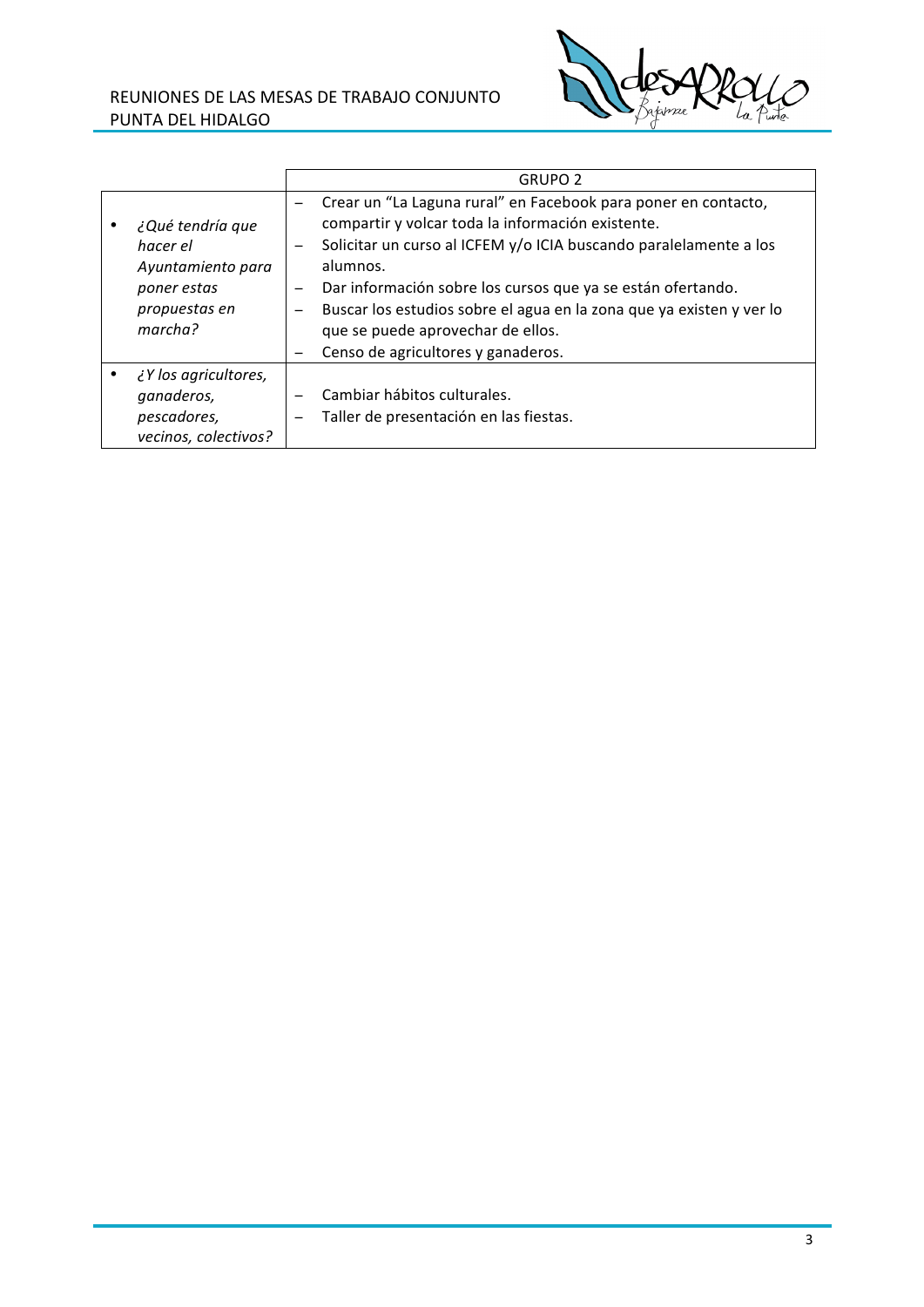| | GRUPO 2 |
|---|---|
| • *¿Qué tendría que hacer el Ayuntamiento para poner estas propuestas en marcha?* | – Crear un "La Laguna rural" en Facebook para poner en contacto, compartir y volcar toda la información existente.<br>– Solicitar un curso al ICFEM y/o ICIA buscando paralelamente a los alumnos.<br>– Dar información sobre los cursos que ya se están ofertando.<br>– Buscar los estudios sobre el agua en la zona que ya existen y ver lo que se puede aprovechar de ellos.<br>– Censo de agricultores y ganaderos. |
| • *¿Y los agricultores, ganaderos, pescadores, vecinos, colectivos?* | – Cambiar hábitos culturales.<br>– Taller de presentación en las fiestas. |